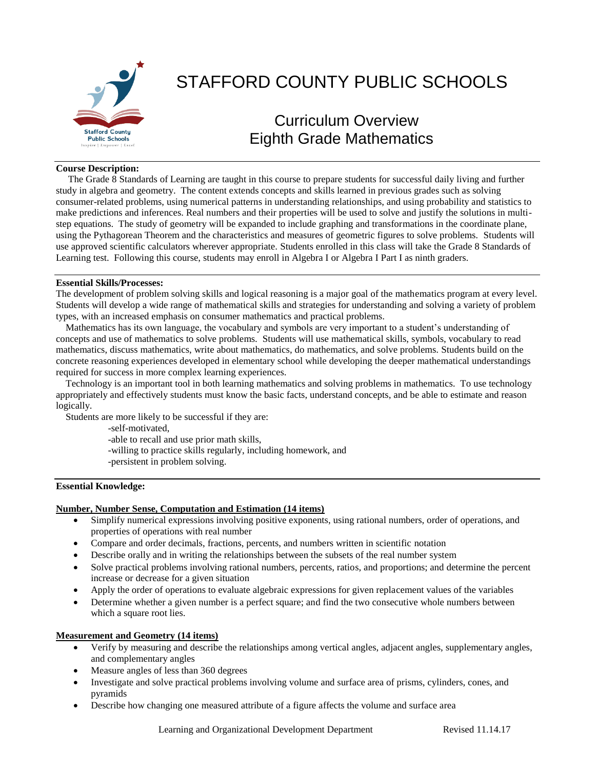# STAFFORD COUNTY PUBLIC SCHOOLS

## Curriculum Overview
## Eighth Grade Mathematics

**Course Description:**

The Grade 8 Standards of Learning are taught in this course to prepare students for successful daily living and further study in algebra and geometry. The content extends concepts and skills learned in previous grades such as solving consumer-related problems, using numerical patterns in understanding relationships, and using probability and statistics to make predictions and inferences. Real numbers and their properties will be used to solve and justify the solutions in multi-step equations. The study of geometry will be expanded to include graphing and transformations in the coordinate plane, using the Pythagorean Theorem and the characteristics and measures of geometric figures to solve problems. Students will use approved scientific calculators wherever appropriate. Students enrolled in this class will take the Grade 8 Standards of Learning test. Following this course, students may enroll in Algebra I or Algebra I Part I as ninth graders.

**Essential Skills/Processes:**

The development of problem solving skills and logical reasoning is a major goal of the mathematics program at every level. Students will develop a wide range of mathematical skills and strategies for understanding and solving a variety of problem types, with an increased emphasis on consumer mathematics and practical problems.

Mathematics has its own language, the vocabulary and symbols are very important to a student's understanding of concepts and use of mathematics to solve problems. Students will use mathematical skills, symbols, vocabulary to read mathematics, discuss mathematics, write about mathematics, do mathematics, and solve problems. Students build on the concrete reasoning experiences developed in elementary school while developing the deeper mathematical understandings required for success in more complex learning experiences.

Technology is an important tool in both learning mathematics and solving problems in mathematics. To use technology appropriately and effectively students must know the basic facts, understand concepts, and be able to estimate and reason logically.

Students are more likely to be successful if they are:

-self-motivated,
-able to recall and use prior math skills,
-willing to practice skills regularly, including homework, and
-persistent in problem solving.

**Essential Knowledge:**

**Number, Number Sense, Computation and Estimation (14 items)**

- Simplify numerical expressions involving positive exponents, using rational numbers, order of operations, and properties of operations with real number
- Compare and order decimals, fractions, percents, and numbers written in scientific notation
- Describe orally and in writing the relationships between the subsets of the real number system
- Solve practical problems involving rational numbers, percents, ratios, and proportions; and determine the percent increase or decrease for a given situation
- Apply the order of operations to evaluate algebraic expressions for given replacement values of the variables
- Determine whether a given number is a perfect square; and find the two consecutive whole numbers between which a square root lies.

**Measurement and Geometry (14 items)**

- Verify by measuring and describe the relationships among vertical angles, adjacent angles, supplementary angles, and complementary angles
- Measure angles of less than 360 degrees
- Investigate and solve practical problems involving volume and surface area of prisms, cylinders, cones, and pyramids
- Describe how changing one measured attribute of a figure affects the volume and surface area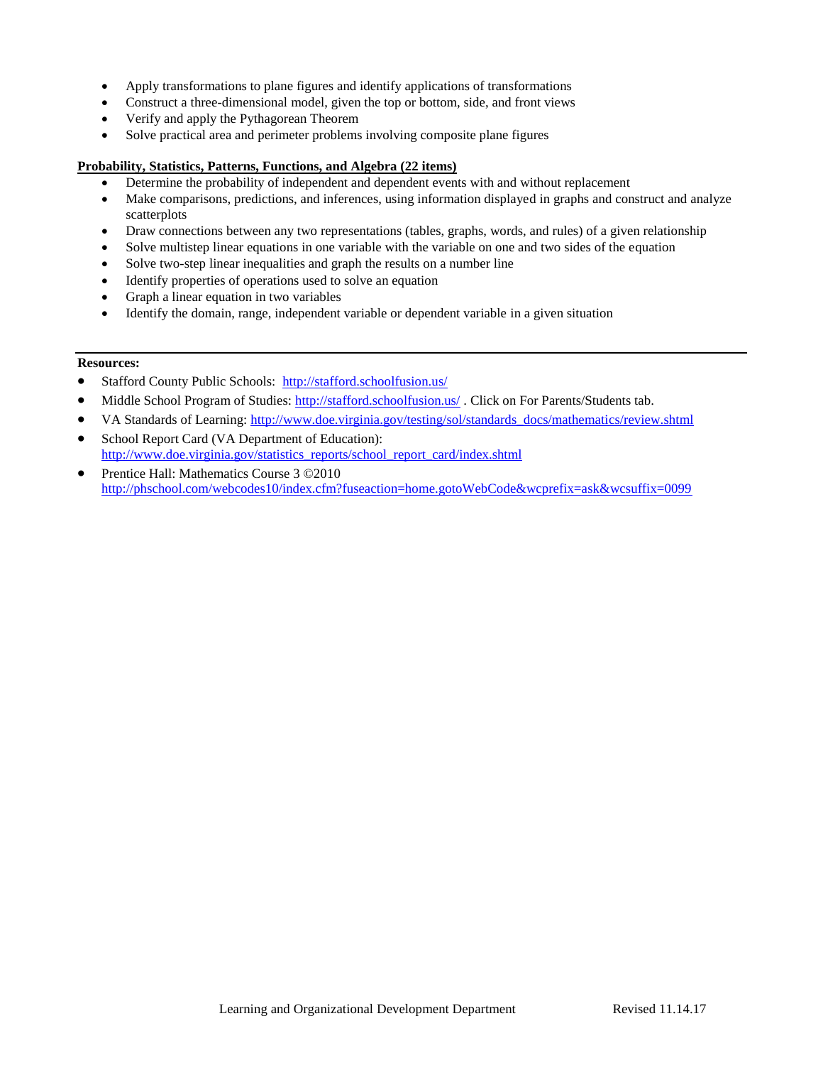- Apply transformations to plane figures and identify applications of transformations
- Construct a three-dimensional model, given the top or bottom, side, and front views
- Verify and apply the Pythagorean Theorem
- Solve practical area and perimeter problems involving composite plane figures

**Probability, Statistics, Patterns, Functions, and Algebra (22 items)**

- Determine the probability of independent and dependent events with and without replacement
- Make comparisons, predictions, and inferences, using information displayed in graphs and construct and analyze scatterplots
- Draw connections between any two representations (tables, graphs, words, and rules) of a given relationship
- Solve multistep linear equations in one variable with the variable on one and two sides of the equation
- Solve two-step linear inequalities and graph the results on a number line
- Identify properties of operations used to solve an equation
- Graph a linear equation in two variables
- Identify the domain, range, independent variable or dependent variable in a given situation

---

**Resources:**

- Stafford County Public Schools: http://stafford.schoolfusion.us/
- Middle School Program of Studies: http://stafford.schoolfusion.us/ . Click on For Parents/Students tab.
- VA Standards of Learning: http://www.doe.virginia.gov/testing/sol/standards_docs/mathematics/review.shtml
- School Report Card (VA Department of Education): http://www.doe.virginia.gov/statistics_reports/school_report_card/index.shtml
- Prentice Hall: Mathematics Course 3 ©2010 http://phschool.com/webcodes10/index.cfm?fuseaction=home.gotoWebCode&wcprefix=ask&wcsuffix=0099

Learning and Organizational Development Department Revised 11.14.17